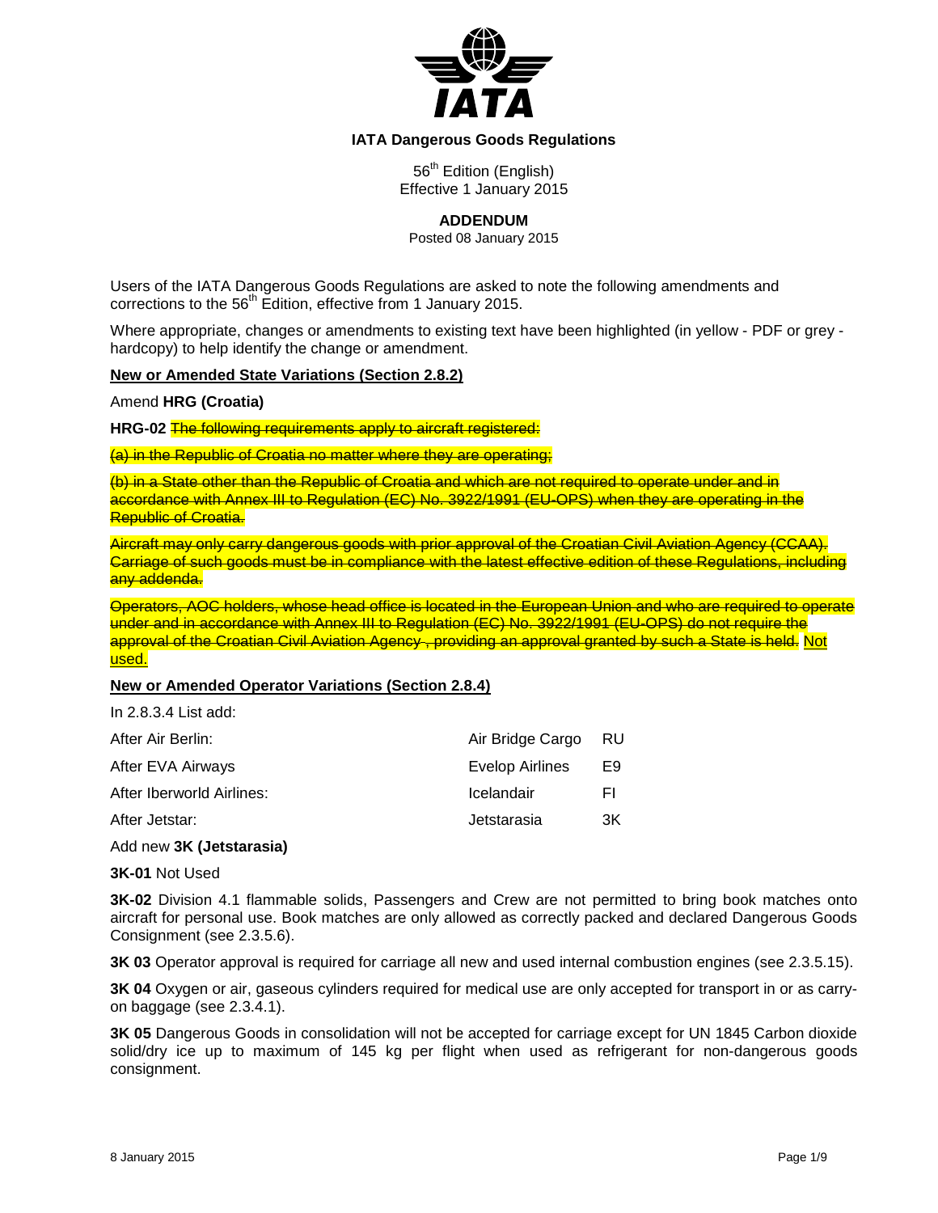**IATA Dangerous Goods Regulations**

56th Edition (English)
Effective 1 January 2015

**ADDENDUM**

Posted 08 January 2015

Users of the IATA Dangerous Goods Regulations are asked to note the following amendments and corrections to the 56th Edition, effective from 1 January 2015.

Where appropriate, changes or amendments to existing text have been highlighted (in yellow - PDF or grey - hardcopy) to help identify the change or amendment.

**New or Amended State Variations (Section 2.8.2)**

Amend **HRG (Croatia)**

**HRG-02** ~~The following requirements apply to aircraft registered:~~

~~(a) in the Republic of Croatia no matter where they are operating;~~

~~(b) in a State other than the Republic of Croatia and which are not required to operate under and in accordance with Annex III to Regulation (EC) No. 3922/1991 (EU-OPS) when they are operating in the Republic of Croatia.~~

~~Aircraft may only carry dangerous goods with prior approval of the Croatian Civil Aviation Agency (CCAA). Carriage of such goods must be in compliance with the latest effective edition of these Regulations, including any addenda.~~

~~Operators, AOC holders, whose head office is located in the European Union and who are required to operate under and in accordance with Annex III to Regulation (EC) No. 3922/1991 (EU-OPS) do not require the approval of the Croatian Civil Aviation Agency , providing an approval granted by such a State is held.~~ Not used.

**New or Amended Operator Variations (Section 2.8.4)**

In 2.8.3.4 List add:

| | | |
|---|---|---|
| After Air Berlin: | Air Bridge Cargo | RU |
| After EVA Airways | Evelop Airlines | E9 |
| After Iberworld Airlines: | Icelandair | FI |
| After Jetstar: | Jetstarasia | 3K |

Add new **3K (Jetstarasia)**

**3K-01** Not Used

**3K-02** Division 4.1 flammable solids, Passengers and Crew are not permitted to bring book matches onto aircraft for personal use. Book matches are only allowed as correctly packed and declared Dangerous Goods Consignment (see 2.3.5.6).

**3K 03** Operator approval is required for carriage all new and used internal combustion engines (see 2.3.5.15).

**3K 04** Oxygen or air, gaseous cylinders required for medical use are only accepted for transport in or as carry-on baggage (see 2.3.4.1).

**3K 05** Dangerous Goods in consolidation will not be accepted for carriage except for UN 1845 Carbon dioxide solid/dry ice up to maximum of 145 kg per flight when used as refrigerant for non-dangerous goods consignment.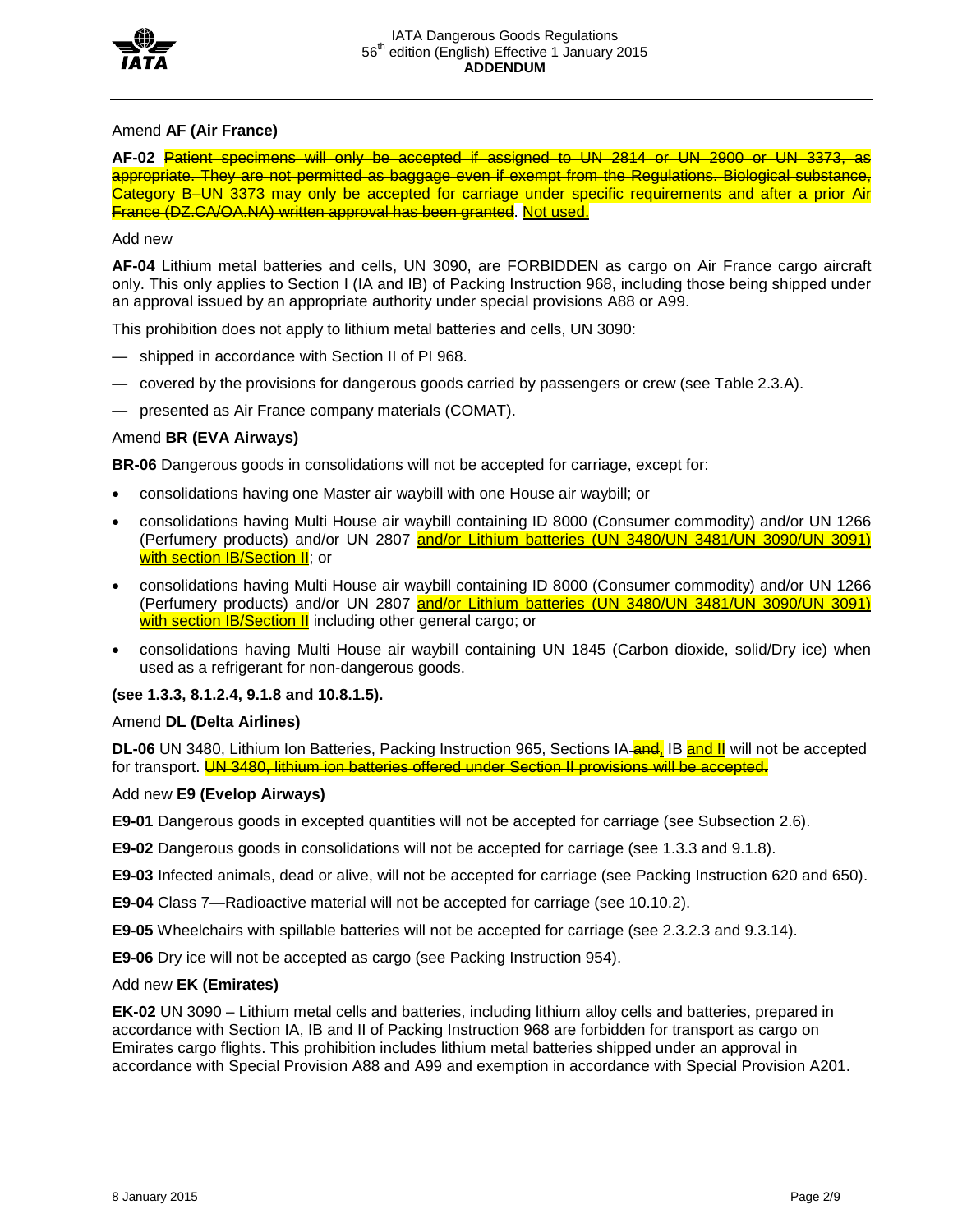Amend **AF (Air France)**

**AF-02** ~~Patient specimens will only be accepted if assigned to UN 2814 or UN 2900 or UN 3373, as appropriate. They are not permitted as baggage even if exempt from the Regulations. Biological substance, Category B UN 3373 may only be accepted for carriage under specific requirements and after a prior Air France (DZ.CA/OA.NA) written approval has been granted~~. <u>Not used.</u>

Add new

**AF-04** Lithium metal batteries and cells, UN 3090, are FORBIDDEN as cargo on Air France cargo aircraft only. This only applies to Section I (IA and IB) of Packing Instruction 968, including those being shipped under an approval issued by an appropriate authority under special provisions A88 or A99.

This prohibition does not apply to lithium metal batteries and cells, UN 3090:

- shipped in accordance with Section II of PI 968.
- covered by the provisions for dangerous goods carried by passengers or crew (see Table 2.3.A).
- presented as Air France company materials (COMAT).

Amend **BR (EVA Airways)**

**BR-06** Dangerous goods in consolidations will not be accepted for carriage, except for:

- consolidations having one Master air waybill with one House air waybill; or
- consolidations having Multi House air waybill containing ID 8000 (Consumer commodity) and/or UN 1266 (Perfumery products) and/or UN 2807 <u>and/or Lithium batteries (UN 3480/UN 3481/UN 3090/UN 3091) with section IB/Section II</u>; or
- consolidations having Multi House air waybill containing ID 8000 (Consumer commodity) and/or UN 1266 (Perfumery products) and/or UN 2807 <u>and/or Lithium batteries (UN 3480/UN 3481/UN 3090/UN 3091) with section IB/Section II</u> including other general cargo; or
- consolidations having Multi House air waybill containing UN 1845 (Carbon dioxide, solid/Dry ice) when used as a refrigerant for non-dangerous goods.

**(see 1.3.3, 8.1.2.4, 9.1.8 and 10.8.1.5).**

Amend **DL (Delta Airlines)**

**DL-06** UN 3480, Lithium Ion Batteries, Packing Instruction 965, Sections IA ~~and~~<u>,</u> IB <u>and II</u> will not be accepted for transport. ~~UN 3480, lithium ion batteries offered under Section II provisions will be accepted.~~

Add new **E9 (Evelop Airways)**

**E9-01** Dangerous goods in excepted quantities will not be accepted for carriage (see Subsection 2.6).

**E9-02** Dangerous goods in consolidations will not be accepted for carriage (see 1.3.3 and 9.1.8).

**E9-03** Infected animals, dead or alive, will not be accepted for carriage (see Packing Instruction 620 and 650).

**E9-04** Class 7—Radioactive material will not be accepted for carriage (see 10.10.2).

**E9-05** Wheelchairs with spillable batteries will not be accepted for carriage (see 2.3.2.3 and 9.3.14).

**E9-06** Dry ice will not be accepted as cargo (see Packing Instruction 954).

Add new **EK (Emirates)**

**EK-02** UN 3090 – Lithium metal cells and batteries, including lithium alloy cells and batteries, prepared in accordance with Section IA, IB and II of Packing Instruction 968 are forbidden for transport as cargo on Emirates cargo flights. This prohibition includes lithium metal batteries shipped under an approval in accordance with Special Provision A88 and A99 and exemption in accordance with Special Provision A201.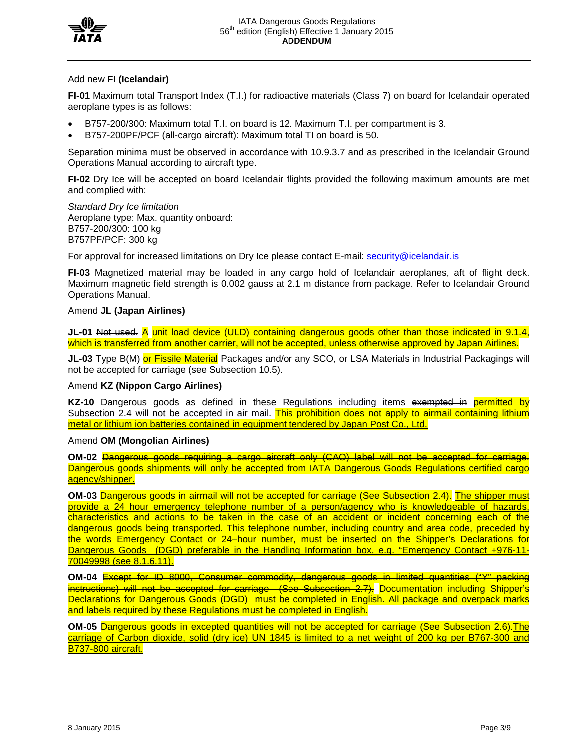Add new **FI (Icelandair)**

**FI-01** Maximum total Transport Index (T.I.) for radioactive materials (Class 7) on board for Icelandair operated aeroplane types is as follows:

- B757-200/300: Maximum total T.I. on board is 12. Maximum T.I. per compartment is 3.
- B757-200PF/PCF (all-cargo aircraft): Maximum total TI on board is 50.

Separation minima must be observed in accordance with 10.9.3.7 and as prescribed in the Icelandair Ground Operations Manual according to aircraft type.

**FI-02** Dry Ice will be accepted on board Icelandair flights provided the following maximum amounts are met and complied with:

*Standard Dry Ice limitation*
Aeroplane type: Max. quantity onboard:
B757-200/300: 100 kg
B757PF/PCF: 300 kg

For approval for increased limitations on Dry Ice please contact E-mail: security@icelandair.is

**FI-03** Magnetized material may be loaded in any cargo hold of Icelandair aeroplanes, aft of flight deck. Maximum magnetic field strength is 0.002 gauss at 2.1 m distance from package. Refer to Icelandair Ground Operations Manual.

Amend **JL (Japan Airlines)**

**JL-01** ~~Not used.~~ A unit load device (ULD) containing dangerous goods other than those indicated in 9.1.4, which is transferred from another carrier, will not be accepted, unless otherwise approved by Japan Airlines.

**JL-03** Type B(M) ~~or Fissile Material~~ Packages and/or any SCO, or LSA Materials in Industrial Packagings will not be accepted for carriage (see Subsection 10.5).

Amend **KZ (Nippon Cargo Airlines)**

**KZ-10** Dangerous goods as defined in these Regulations including items ~~exempted in~~ permitted by Subsection 2.4 will not be accepted in air mail. This prohibition does not apply to airmail containing lithium metal or lithium ion batteries contained in equipment tendered by Japan Post Co., Ltd.

Amend **OM (Mongolian Airlines)**

**OM-02** ~~Dangerous goods requiring a cargo aircraft only (CAO) label will not be accepted for carriage.~~ Dangerous goods shipments will only be accepted from IATA Dangerous Goods Regulations certified cargo agency/shipper.

**OM-03** ~~Dangerous goods in airmail will not be accepted for carriage (See Subsection 2.4).~~ The shipper must provide a 24 hour emergency telephone number of a person/agency who is knowledgeable of hazards, characteristics and actions to be taken in the case of an accident or incident concerning each of the dangerous goods being transported. This telephone number, including country and area code, preceded by the words Emergency Contact or 24–hour number, must be inserted on the Shipper's Declarations for Dangerous Goods (DGD) preferable in the Handling Information box, e.g. "Emergency Contact +976-11-70049998 (see 8.1.6.11).

**OM-04** ~~Except for ID 8000, Consumer commodity, dangerous goods in limited quantities ("Y" packing instructions) will not be accepted for carriage (See Subsection 2.7).~~ Documentation including Shipper's Declarations for Dangerous Goods (DGD) must be completed in English. All package and overpack marks and labels required by these Regulations must be completed in English.

**OM-05** ~~Dangerous goods in excepted quantities will not be accepted for carriage (See Subsection 2.6).~~ The carriage of Carbon dioxide, solid (dry ice) UN 1845 is limited to a net weight of 200 kg per B767-300 and B737-800 aircraft.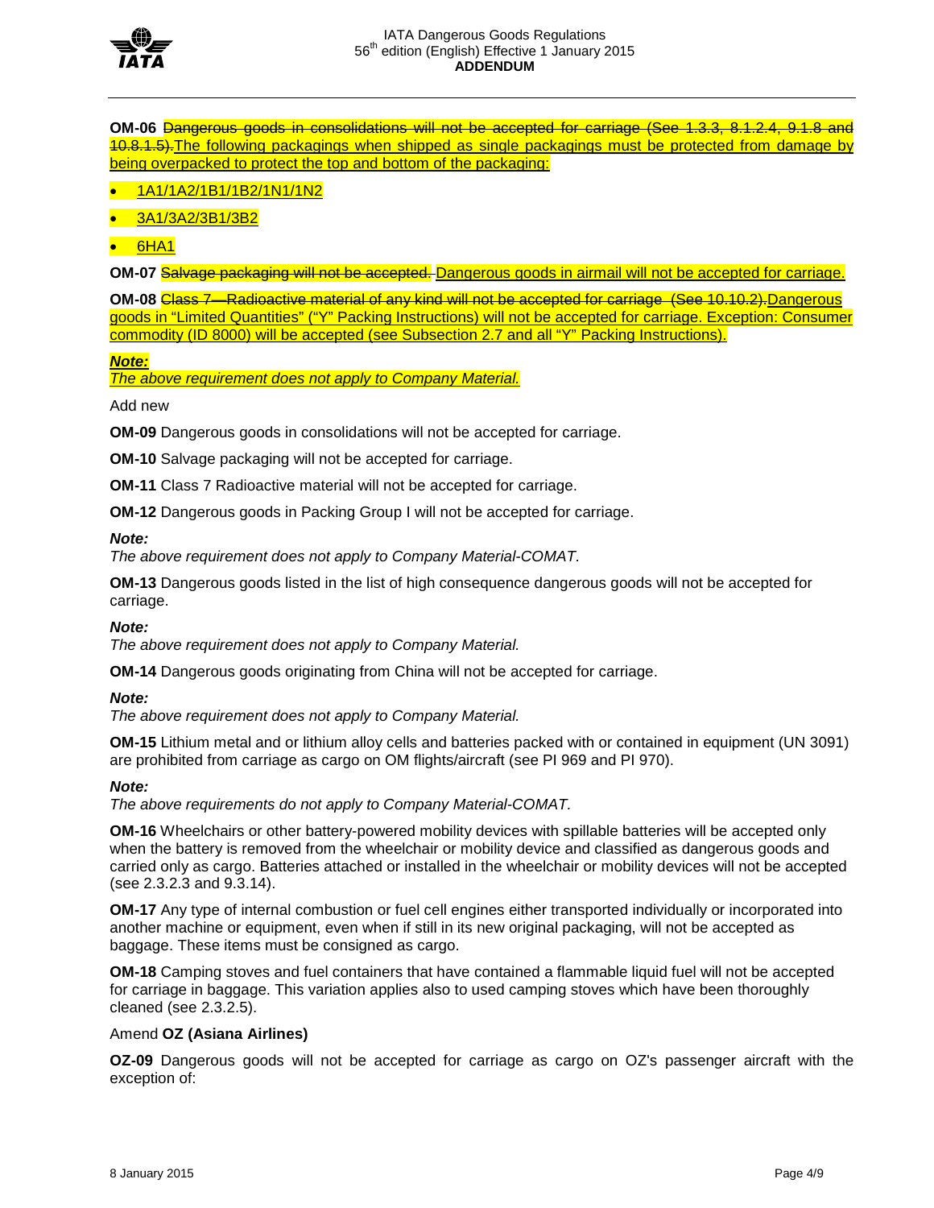**OM-06** ~~Dangerous goods in consolidations will not be accepted for carriage (See 1.3.3, 8.1.2.4, 9.1.8 and 10.8.1.5).~~The following packagings when shipped as single packagings must be protected from damage by being overpacked to protect the top and bottom of the packaging:

- 1A1/1A2/1B1/1B2/1N1/1N2
- 3A1/3A2/3B1/3B2
- 6HA1

**OM-07** ~~Salvage packaging will not be accepted.~~ Dangerous goods in airmail will not be accepted for carriage.

**OM-08** ~~Class 7—Radioactive material of any kind will not be accepted for carriage (See 10.10.2).~~Dangerous goods in "Limited Quantities" ("Y" Packing Instructions) will not be accepted for carriage. Exception: Consumer commodity (ID 8000) will be accepted (see Subsection 2.7 and all "Y" Packing Instructions).

***Note:***
*The above requirement does not apply to Company Material.*

Add new

**OM-09** Dangerous goods in consolidations will not be accepted for carriage.

**OM-10** Salvage packaging will not be accepted for carriage.

**OM-11** Class 7 Radioactive material will not be accepted for carriage.

**OM-12** Dangerous goods in Packing Group I will not be accepted for carriage.

***Note:***
*The above requirement does not apply to Company Material-COMAT.*

**OM-13** Dangerous goods listed in the list of high consequence dangerous goods will not be accepted for carriage.

***Note:***
*The above requirement does not apply to Company Material.*

**OM-14** Dangerous goods originating from China will not be accepted for carriage.

***Note:***
*The above requirement does not apply to Company Material.*

**OM-15** Lithium metal and or lithium alloy cells and batteries packed with or contained in equipment (UN 3091) are prohibited from carriage as cargo on OM flights/aircraft (see PI 969 and PI 970).

***Note:***
*The above requirements do not apply to Company Material-COMAT.*

**OM-16** Wheelchairs or other battery-powered mobility devices with spillable batteries will be accepted only when the battery is removed from the wheelchair or mobility device and classified as dangerous goods and carried only as cargo. Batteries attached or installed in the wheelchair or mobility devices will not be accepted (see 2.3.2.3 and 9.3.14).

**OM-17** Any type of internal combustion or fuel cell engines either transported individually or incorporated into another machine or equipment, even when if still in its new original packaging, will not be accepted as baggage. These items must be consigned as cargo.

**OM-18** Camping stoves and fuel containers that have contained a flammable liquid fuel will not be accepted for carriage in baggage. This variation applies also to used camping stoves which have been thoroughly cleaned (see 2.3.2.5).

Amend **OZ (Asiana Airlines)**

**OZ-09** Dangerous goods will not be accepted for carriage as cargo on OZ's passenger aircraft with the exception of: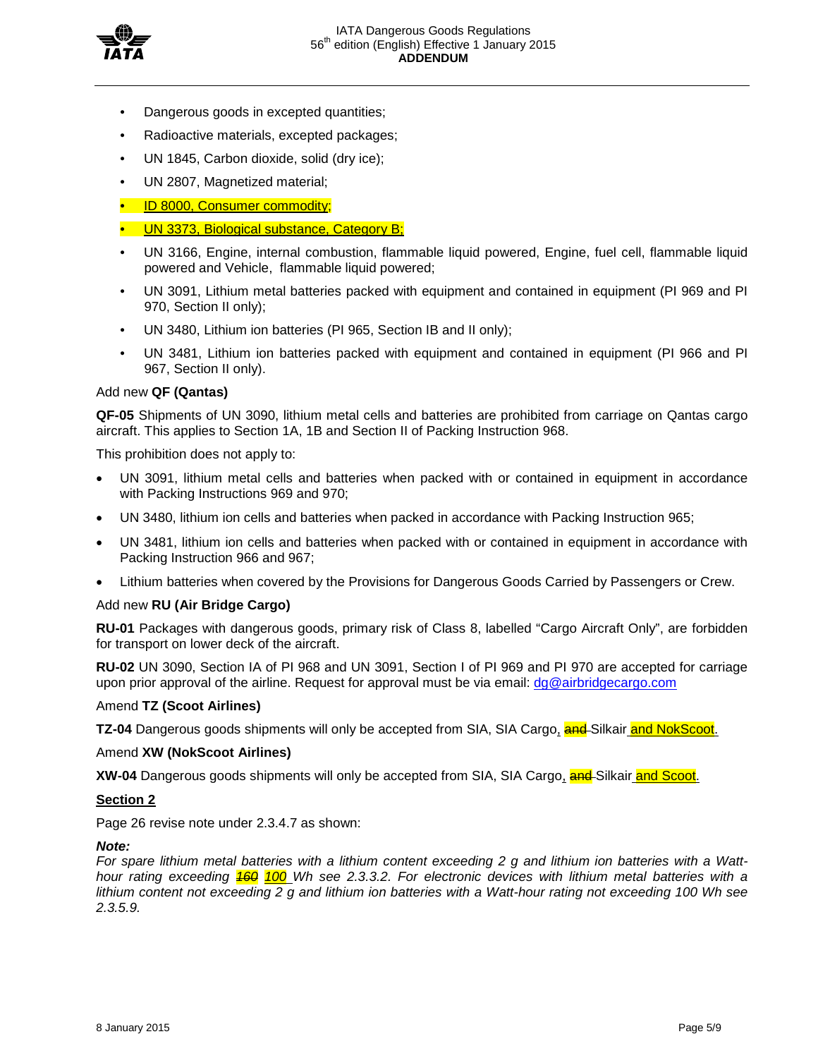- Dangerous goods in excepted quantities;
- Radioactive materials, excepted packages;
- UN 1845, Carbon dioxide, solid (dry ice);
- UN 2807, Magnetized material;
- ID 8000, Consumer commodity;
- UN 3373, Biological substance, Category B;
- UN 3166, Engine, internal combustion, flammable liquid powered, Engine, fuel cell, flammable liquid powered and Vehicle, flammable liquid powered;
- UN 3091, Lithium metal batteries packed with equipment and contained in equipment (PI 969 and PI 970, Section II only);
- UN 3480, Lithium ion batteries (PI 965, Section IB and II only);
- UN 3481, Lithium ion batteries packed with equipment and contained in equipment (PI 966 and PI 967, Section II only).

Add new **QF (Qantas)**

**QF-05** Shipments of UN 3090, lithium metal cells and batteries are prohibited from carriage on Qantas cargo aircraft. This applies to Section 1A, 1B and Section II of Packing Instruction 968.

This prohibition does not apply to:

- UN 3091, lithium metal cells and batteries when packed with or contained in equipment in accordance with Packing Instructions 969 and 970;
- UN 3480, lithium ion cells and batteries when packed in accordance with Packing Instruction 965;
- UN 3481, lithium ion cells and batteries when packed with or contained in equipment in accordance with Packing Instruction 966 and 967;
- Lithium batteries when covered by the Provisions for Dangerous Goods Carried by Passengers or Crew.

Add new **RU (Air Bridge Cargo)**

**RU-01** Packages with dangerous goods, primary risk of Class 8, labelled "Cargo Aircraft Only", are forbidden for transport on lower deck of the aircraft.

**RU-02** UN 3090, Section IA of PI 968 and UN 3091, Section I of PI 969 and PI 970 are accepted for carriage upon prior approval of the airline. Request for approval must be via email: dg@airbridgecargo.com

Amend **TZ (Scoot Airlines)**

**TZ-04** Dangerous goods shipments will only be accepted from SIA, SIA Cargo, ~~and~~ Silkair and NokScoot.

Amend **XW (NokScoot Airlines)**

**XW-04** Dangerous goods shipments will only be accepted from SIA, SIA Cargo, ~~and~~ Silkair and Scoot.

## Section 2

Page 26 revise note under 2.3.4.7 as shown:

***Note:***

*For spare lithium metal batteries with a lithium content exceeding 2 g and lithium ion batteries with a Watt-hour rating exceeding ~~160~~ 100 Wh see 2.3.3.2. For electronic devices with lithium metal batteries with a lithium content not exceeding 2 g and lithium ion batteries with a Watt-hour rating not exceeding 100 Wh see 2.3.5.9.*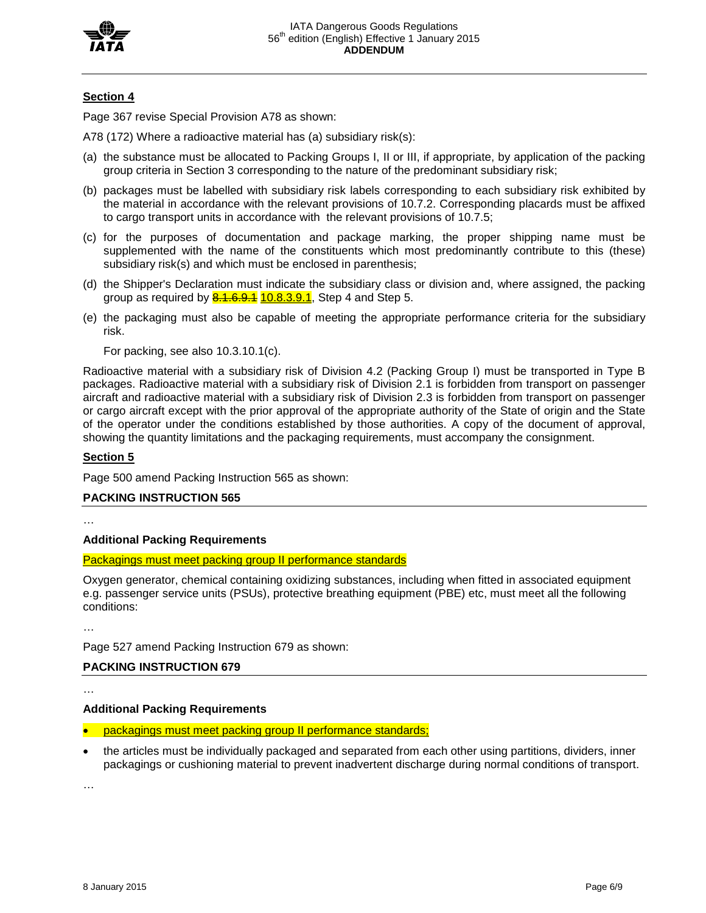## Section 4

Page 367 revise Special Provision A78 as shown:

A78 (172) Where a radioactive material has (a) subsidiary risk(s):

(a) the substance must be allocated to Packing Groups I, II or III, if appropriate, by application of the packing group criteria in Section 3 corresponding to the nature of the predominant subsidiary risk;

(b) packages must be labelled with subsidiary risk labels corresponding to each subsidiary risk exhibited by the material in accordance with the relevant provisions of 10.7.2. Corresponding placards must be affixed to cargo transport units in accordance with the relevant provisions of 10.7.5;

(c) for the purposes of documentation and package marking, the proper shipping name must be supplemented with the name of the constituents which most predominantly contribute to this (these) subsidiary risk(s) and which must be enclosed in parenthesis;

(d) the Shipper's Declaration must indicate the subsidiary class or division and, where assigned, the packing group as required by ~~8.1.6.9.1~~ 10.8.3.9.1, Step 4 and Step 5.

(e) the packaging must also be capable of meeting the appropriate performance criteria for the subsidiary risk.

For packing, see also 10.3.10.1(c).

Radioactive material with a subsidiary risk of Division 4.2 (Packing Group I) must be transported in Type B packages. Radioactive material with a subsidiary risk of Division 2.1 is forbidden from transport on passenger aircraft and radioactive material with a subsidiary risk of Division 2.3 is forbidden from transport on passenger or cargo aircraft except with the prior approval of the appropriate authority of the State of origin and the State of the operator under the conditions established by those authorities. A copy of the document of approval, showing the quantity limitations and the packaging requirements, must accompany the consignment.

## Section 5

Page 500 amend Packing Instruction 565 as shown:

### PACKING INSTRUCTION 565

…

**Additional Packing Requirements**

Packagings must meet packing group II performance standards

Oxygen generator, chemical containing oxidizing substances, including when fitted in associated equipment e.g. passenger service units (PSUs), protective breathing equipment (PBE) etc, must meet all the following conditions:

…

Page 527 amend Packing Instruction 679 as shown:

### PACKING INSTRUCTION 679

…

**Additional Packing Requirements**

- packagings must meet packing group II performance standards;
- the articles must be individually packaged and separated from each other using partitions, dividers, inner packagings or cushioning material to prevent inadvertent discharge during normal conditions of transport.

…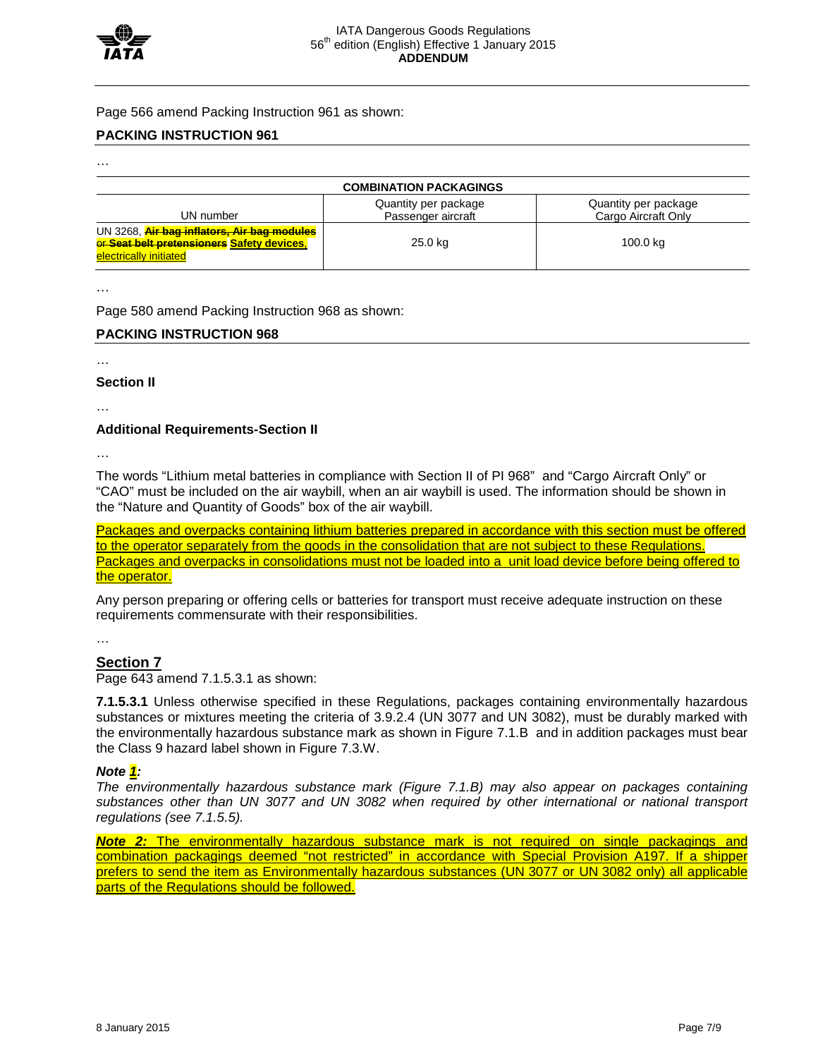Page 566 amend Packing Instruction 961 as shown:

## PACKING INSTRUCTION 961

…

| COMBINATION PACKAGINGS | | |
|---|---|---|
| UN number | Quantity per package Passenger aircraft | Quantity per package Cargo Aircraft Only |
| UN 3268, ~~Air bag inflators, Air bag modules or Seat belt pretensioners~~ **Safety devices, electrically initiated** | 25.0 kg | 100.0 kg |

…

Page 580 amend Packing Instruction 968 as shown:

## PACKING INSTRUCTION 968

…

### Section II

…

### Additional Requirements-Section II

…

The words "Lithium metal batteries in compliance with Section II of PI 968" and "Cargo Aircraft Only" or "CAO" must be included on the air waybill, when an air waybill is used. The information should be shown in the "Nature and Quantity of Goods" box of the air waybill.

Packages and overpacks containing lithium batteries prepared in accordance with this section must be offered to the operator separately from the goods in the consolidation that are not subject to these Regulations. Packages and overpacks in consolidations must not be loaded into a unit load device before being offered to the operator.

Any person preparing or offering cells or batteries for transport must receive adequate instruction on these requirements commensurate with their responsibilities.

…

## Section 7

Page 643 amend 7.1.5.3.1 as shown:

**7.1.5.3.1** Unless otherwise specified in these Regulations, packages containing environmentally hazardous substances or mixtures meeting the criteria of 3.9.2.4 (UN 3077 and UN 3082), must be durably marked with the environmentally hazardous substance mark as shown in Figure 7.1.B and in addition packages must bear the Class 9 hazard label shown in Figure 7.3.W.

***Note 1:***
*The environmentally hazardous substance mark (Figure 7.1.B) may also appear on packages containing substances other than UN 3077 and UN 3082 when required by other international or national transport regulations (see 7.1.5.5).*

***Note 2:*** The environmentally hazardous substance mark is not required on single packagings and combination packagings deemed "not restricted" in accordance with Special Provision A197. If a shipper prefers to send the item as Environmentally hazardous substances (UN 3077 or UN 3082 only) all applicable parts of the Regulations should be followed.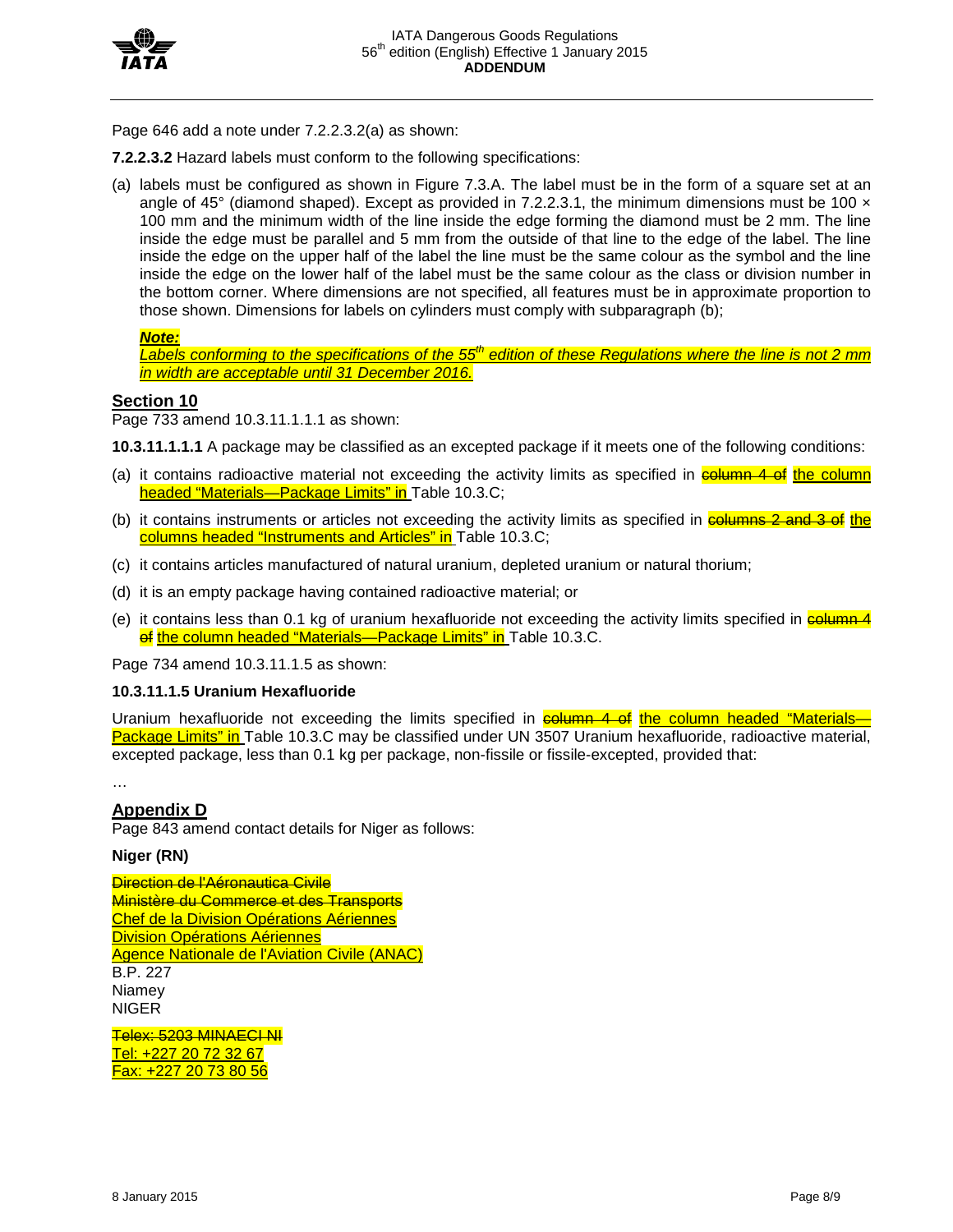Page 646 add a note under 7.2.2.3.2(a) as shown:

**7.2.2.3.2** Hazard labels must conform to the following specifications:

(a) labels must be configured as shown in Figure 7.3.A. The label must be in the form of a square set at an angle of 45° (diamond shaped). Except as provided in 7.2.2.3.1, the minimum dimensions must be 100 × 100 mm and the minimum width of the line inside the edge forming the diamond must be 2 mm. The line inside the edge must be parallel and 5 mm from the outside of that line to the edge of the label. The line inside the edge on the upper half of the label the line must be the same colour as the symbol and the line inside the edge on the lower half of the label must be the same colour as the class or division number in the bottom corner. Where dimensions are not specified, all features must be in approximate proportion to those shown. Dimensions for labels on cylinders must comply with subparagraph (b);

***<u>Note:</u>***
*<u>Labels conforming to the specifications of the 55th edition of these Regulations where the line is not 2 mm in width are acceptable until 31 December 2016.</u>*

## Section 10

Page 733 amend 10.3.11.1.1.1 as shown:

**10.3.11.1.1.1** A package may be classified as an excepted package if it meets one of the following conditions:

(a) it contains radioactive material not exceeding the activity limits as specified in ~~column 4 of~~ <u>the column headed "Materials—Package Limits" in</u> Table 10.3.C;

(b) it contains instruments or articles not exceeding the activity limits as specified in ~~columns 2 and 3 of~~ <u>the columns headed "Instruments and Articles" in</u> Table 10.3.C;

(c) it contains articles manufactured of natural uranium, depleted uranium or natural thorium;

(d) it is an empty package having contained radioactive material; or

(e) it contains less than 0.1 kg of uranium hexafluoride not exceeding the activity limits specified in ~~column 4 of~~ <u>the column headed "Materials—Package Limits" in</u> Table 10.3.C.

Page 734 amend 10.3.11.1.5 as shown:

**10.3.11.1.5 Uranium Hexafluoride**

Uranium hexafluoride not exceeding the limits specified in ~~column 4 of~~ <u>the column headed "Materials—Package Limits" in</u> Table 10.3.C may be classified under UN 3507 Uranium hexafluoride, radioactive material, excepted package, less than 0.1 kg per package, non-fissile or fissile-excepted, provided that:

…

## Appendix D

Page 843 amend contact details for Niger as follows:

**Niger (RN)**

~~Direction de l'Aéronautica Civile~~
~~Ministère du Commerce et des Transports~~
<u>Chef de la Division Opérations Aériennes</u>
<u>Division Opérations Aériennes</u>
<u>Agence Nationale de l'Aviation Civile (ANAC)</u>
B.P. 227
Niamey
NIGER

~~Telex: 5203 MINAECI NI~~
<u>Tel: +227 20 72 32 67</u>
<u>Fax: +227 20 73 80 56</u>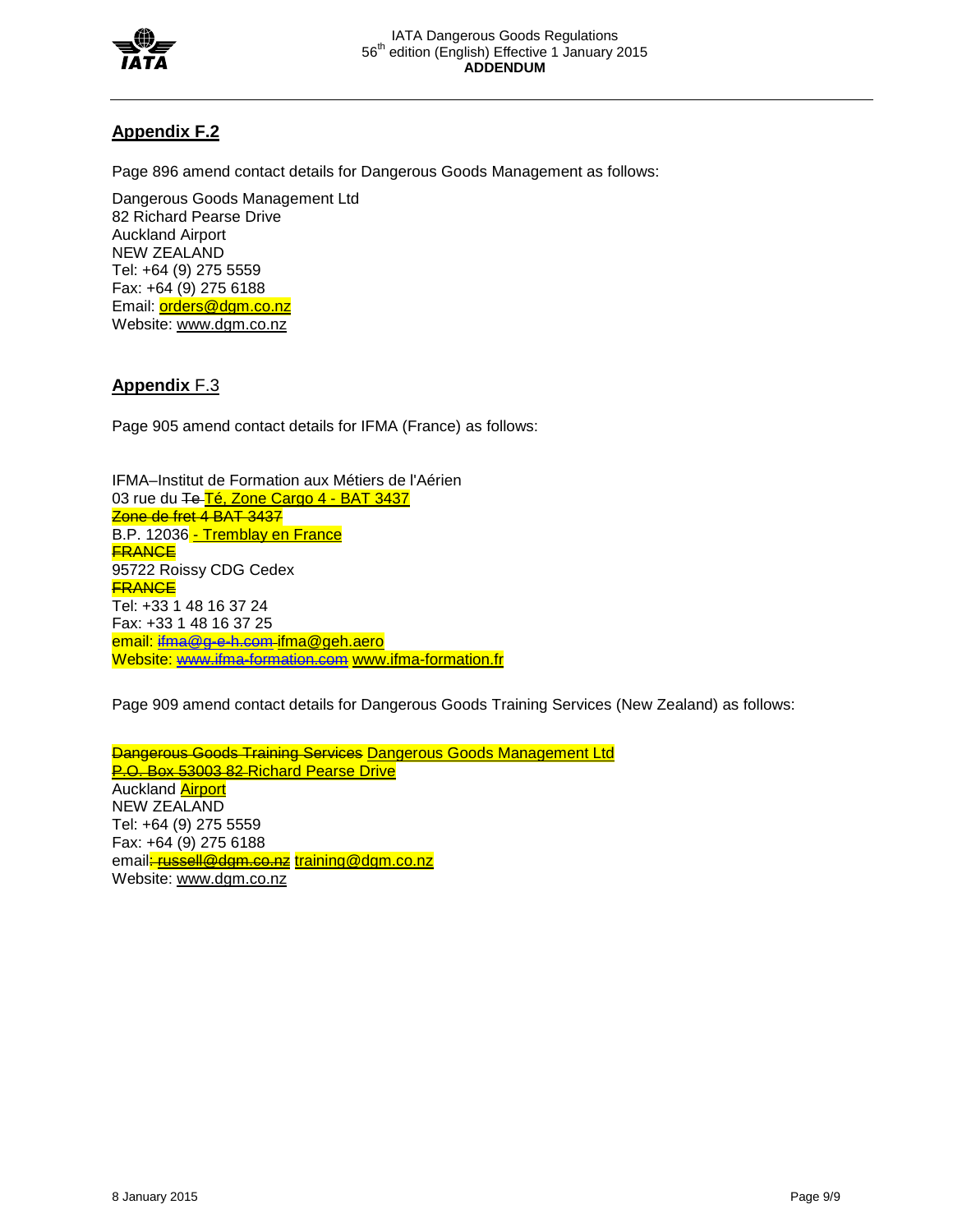## Appendix F.2

Page 896 amend contact details for Dangerous Goods Management as follows:

Dangerous Goods Management Ltd
82 Richard Pearse Drive
Auckland Airport
NEW ZEALAND
Tel: +64 (9) 275 5559
Fax: +64 (9) 275 6188
Email: orders@dgm.co.nz
Website: www.dgm.co.nz

## Appendix F.3

Page 905 amend contact details for IFMA (France) as follows:

IFMA–Institut de Formation aux Métiers de l'Aérien
03 rue du ~~Te~~ Té, Zone Cargo 4 - BAT 3437
~~Zone de fret 4 BAT 3437~~
B.P. 12036 - Tremblay en France
FRANCE
95722 Roissy CDG Cedex
~~FRANCE~~
Tel: +33 1 48 16 37 24
Fax: +33 1 48 16 37 25
email: ~~ifma@g-e-h.com~~ ifma@geh.aero
Website: ~~www.ifma-formation.com~~ www.ifma-formation.fr

Page 909 amend contact details for Dangerous Goods Training Services (New Zealand) as follows:

~~Dangerous Goods Training Services~~ Dangerous Goods Management Ltd
~~P.O. Box 53003~~ 82 Richard Pearse Drive
Auckland Airport
NEW ZEALAND
Tel: +64 (9) 275 5559
Fax: +64 (9) 275 6188
email~~: russell@dgm.co.nz~~ training@dgm.co.nz
Website: www.dgm.co.nz